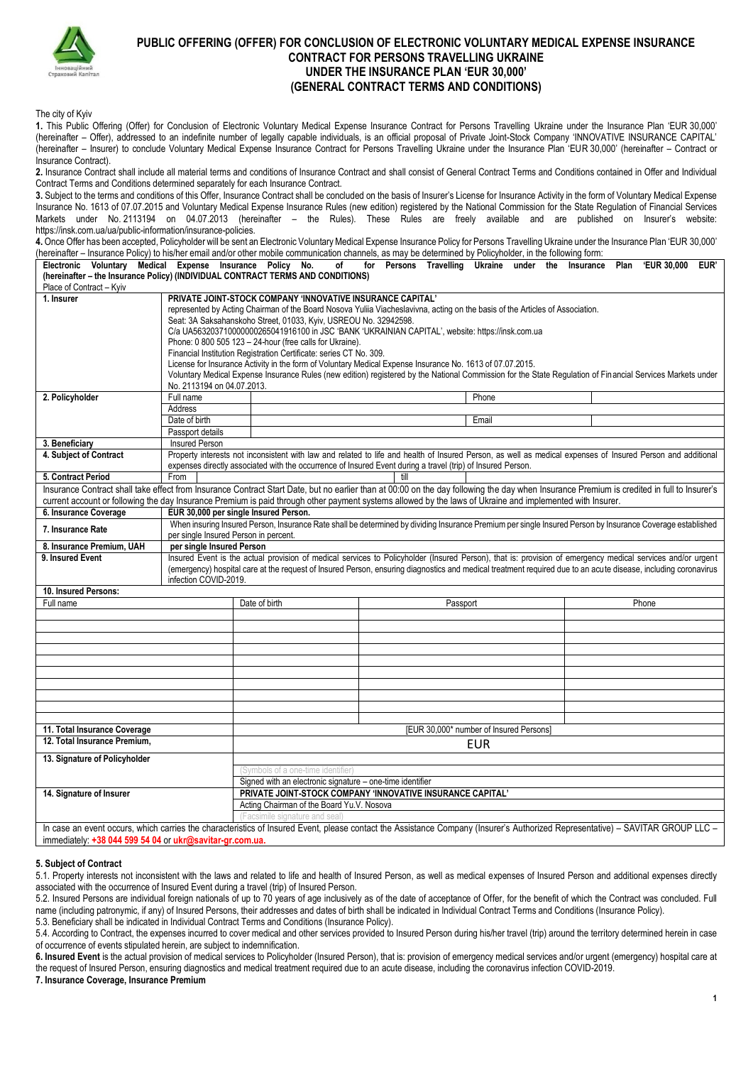# PUBLIC OFFERING (OFFER) FOR CONCLUSION OF ELECTRONIC VOLUNTARY MEDICAL EXPENSE INSURANCE CONTRACT FOR PERSONS TRAVELLING UKRAINE UNDER THE INSURANCE PLAN 'EUR 30,000' (GENERAL CONTRACT TERMS AND CONDITIONS)

The city of Kyiv

**1.** This Public Offering (Offer) for Conclusion of Electronic Voluntary Medical Expense Insurance Contract for Persons Travelling Ukraine under the Insurance Plan 'EUR 30,000' (hereinafter – Offer), addressed to an indefinite number of legally capable individuals, is an official proposal of Private Joint-Stock Company 'INNOVATIVE INSURANCE CAPITAL' (hereinafter – Insurer) to conclude Voluntary Medical Expense Insurance Contract for Persons Travelling Ukraine under the Insurance Plan 'EUR 30,000' (hereinafter – Contract or Insurance Contract).

**2.** Insurance Contract shall include all material terms and conditions of Insurance Contract and shall consist of General Contract Terms and Conditions contained in Offer and Individual Contract Terms and Conditions determined separately for each Insurance Contract.

**3.** Subject to the terms and conditions of this Offer, Insurance Contract shall be concluded on the basis of Insurer's License for Insurance Activity in the form of Voluntary Medical Expense Insurance No. 1613 of 07.07.2015 and Voluntary Medical Expense Insurance Rules (new edition) registered by the National Commission for the State Regulation of Financial Services Markets under No. 2113194 on 04.07.2013 (hereinafter – the Rules). These Rules are freely available and are published on Insurer's website: https://insk.com.ua/ua/public-information/insurance-policies.

**4.** Once Offer has been accepted, Policyholder will be sent an Electronic Voluntary Medical Expense Insurance Policy for Persons Travelling Ukraine under the Insurance Plan 'EUR 30,000' (hereinafter – Insurance Policy) to his/her email and/or other mobile communication channels, as may be determined by Policyholder, in the following form:

**Electronic Voluntary Medical Expense Insurance Policy No. of for Persons Travelling Ukraine under the Insurance Plan 'EUR 30,000 EUR' (hereinafter – the Insurance Policy) (INDIVIDUAL CONTRACT TERMS AND CONDITIONS)**

Place of Contract – Kyiv

| | | | | |
|---|---|---|---|---|
| **1. Insurer** | **PRIVATE JOINT-STOCK COMPANY 'INNOVATIVE INSURANCE CAPITAL'**<br>represented by Acting Chairman of the Board Nosova Yuliia Viacheslavivna, acting on the basis of the Articles of Association.<br>Seat: 3A Saksahanskoho Street, 01033, Kyiv, USREOU No. 32942598.<br>C/a UA563203710000000265041916100 in JSC 'BANK 'UKRAINIAN CAPITAL', website: https://insk.com.ua<br>Phone: 0 800 505 123 – 24-hour (free calls for Ukraine).<br>Financial Institution Registration Certificate: series CT No. 309.<br>License for Insurance Activity in the form of Voluntary Medical Expense Insurance No. 1613 of 07.07.2015.<br>Voluntary Medical Expense Insurance Rules (new edition) registered by the National Commission for the State Regulation of Financial Services Markets under No. 2113194 on 04.07.2013. | | | |
| **2. Policyholder** | Full name | | Phone | |
| | Address | | | |
| | Date of birth | | Email | |
| | Passport details | | | |
| **3. Beneficiary** | Insured Person | | | |
| **4. Subject of Contract** | Property interests not inconsistent with law and related to life and health of Insured Person, as well as medical expenses of Insured Person and additional expenses directly associated with the occurrence of Insured Event during a travel (trip) of Insured Person. | | | |
| **5. Contract Period** | From | | till | |
| Insurance Contract shall take effect from Insurance Contract Start Date, but no earlier than at 00:00 on the day following the day when Insurance Premium is credited in full to Insurer's current account or following the day Insurance Premium is paid through other payment systems allowed by the laws of Ukraine and implemented with Insurer. | | | | |
| **6. Insurance Coverage** | **EUR 30,000 per single Insured Person.** | | | |
| **7. Insurance Rate** | When insuring Insured Person, Insurance Rate shall be determined by dividing Insurance Premium per single Insured Person by Insurance Coverage established per single Insured Person in percent. | | | |
| **8. Insurance Premium, UAH** | **per single Insured Person** | | | |
| **9. Insured Event** | Insured Event is the actual provision of medical services to Policyholder (Insured Person), that is: provision of emergency medical services and/or urgent (emergency) hospital care at the request of Insured Person, ensuring diagnostics and medical treatment required due to an acute disease, including coronavirus infection COVID-2019. | | | |
| **10. Insured Persons:** | | | | |
| Full name | Date of birth | Passport | | Phone |
| | | | | |
| | | | | |
| | | | | |
| | | | | |
| | | | | |
| | | | | |
| | | | | |
| | | | | |
| | | | | |
| | | | | |
| **11. Total Insurance Coverage** | [EUR 30,000* number of Insured Persons] | | | |
| **12. Total Insurance Premium,** | EUR | | | |
| **13. Signature of Policyholder** | (Symbols of a one-time identifier)<br>Signed with an electronic signature – one-time identifier | | | |
| **14. Signature of Insurer** | **PRIVATE JOINT-STOCK COMPANY 'INNOVATIVE INSURANCE CAPITAL'**<br>Acting Chairman of the Board Yu.V. Nosova<br>(Facsimile signature and seal) | | | |
| In case an event occurs, which carries the characteristics of Insured Event, please contact the Assistance Company (Insurer's Authorized Representative) – SAVITAR GROUP LLC – immediately: **+38 044 599 54 04** or **ukr@savitar-gr.com.ua.** | | | | |

**5. Subject of Contract**

5.1. Property interests not inconsistent with the laws and related to life and health of Insured Person, as well as medical expenses of Insured Person and additional expenses directly associated with the occurrence of Insured Event during a travel (trip) of Insured Person.

5.2. Insured Persons are individual foreign nationals of up to 70 years of age inclusively as of the date of acceptance of Offer, for the benefit of which the Contract was concluded. Full name (including patronymic, if any) of Insured Persons, their addresses and dates of birth shall be indicated in Individual Contract Terms and Conditions (Insurance Policy).

5.3. Beneficiary shall be indicated in Individual Contract Terms and Conditions (Insurance Policy).

5.4. According to Contract, the expenses incurred to cover medical and other services provided to Insured Person during his/her travel (trip) around the territory determined herein in case of occurrence of events stipulated herein, are subject to indemnification.

**6. Insured Event** is the actual provision of medical services to Policyholder (Insured Person), that is: provision of emergency medical services and/or urgent (emergency) hospital care at the request of Insured Person, ensuring diagnostics and medical treatment required due to an acute disease, including the coronavirus infection COVID-2019.

**7. Insurance Coverage, Insurance Premium**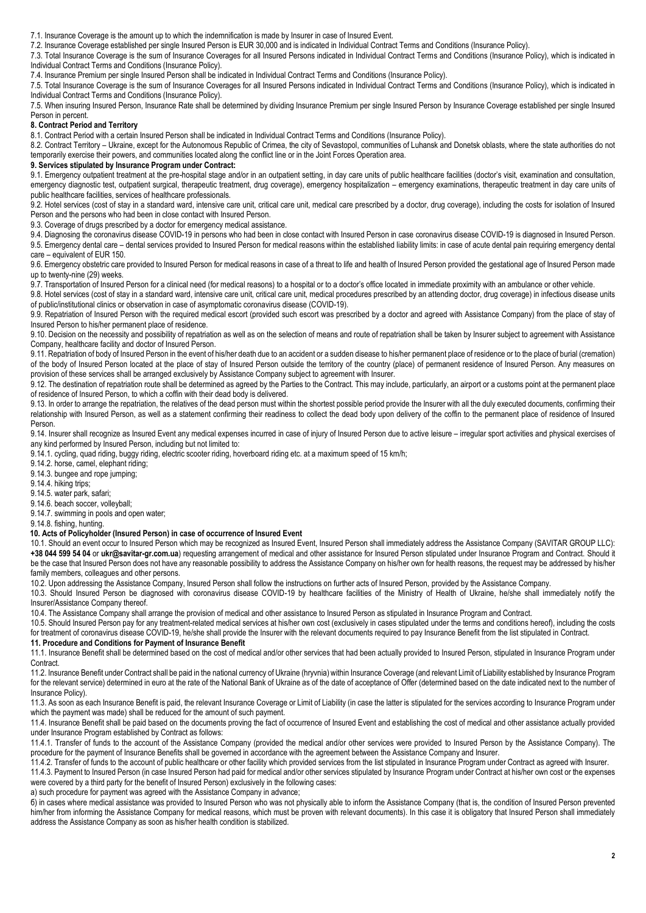7.1. Insurance Coverage is the amount up to which the indemnification is made by Insurer in case of Insured Event.

7.2. Insurance Coverage established per single Insured Person is EUR 30,000 and is indicated in Individual Contract Terms and Conditions (Insurance Policy).

7.3. Total Insurance Coverage is the sum of Insurance Coverages for all Insured Persons indicated in Individual Contract Terms and Conditions (Insurance Policy), which is indicated in Individual Contract Terms and Conditions (Insurance Policy).

7.4. Insurance Premium per single Insured Person shall be indicated in Individual Contract Terms and Conditions (Insurance Policy).

7.5. Total Insurance Coverage is the sum of Insurance Coverages for all Insured Persons indicated in Individual Contract Terms and Conditions (Insurance Policy), which is indicated in Individual Contract Terms and Conditions (Insurance Policy).

7.5. When insuring Insured Person, Insurance Rate shall be determined by dividing Insurance Premium per single Insured Person by Insurance Coverage established per single Insured Person in percent.

**8. Contract Period and Territory**

8.1. Contract Period with a certain Insured Person shall be indicated in Individual Contract Terms and Conditions (Insurance Policy).

8.2. Contract Territory – Ukraine, except for the Autonomous Republic of Crimea, the city of Sevastopol, communities of Luhansk and Donetsk oblasts, where the state authorities do not temporarily exercise their powers, and communities located along the conflict line or in the Joint Forces Operation area.

**9. Services stipulated by Insurance Program under Contract:**

9.1. Emergency outpatient treatment at the pre-hospital stage and/or in an outpatient setting, in day care units of public healthcare facilities (doctor's visit, examination and consultation, emergency diagnostic test, outpatient surgical, therapeutic treatment, drug coverage), emergency hospitalization – emergency examinations, therapeutic treatment in day care units of public healthcare facilities, services of healthcare professionals.

9.2. Hotel services (cost of stay in a standard ward, intensive care unit, critical care unit, medical care prescribed by a doctor, drug coverage), including the costs for isolation of Insured Person and the persons who had been in close contact with Insured Person.

9.3. Coverage of drugs prescribed by a doctor for emergency medical assistance.

9.4. Diagnosing the coronavirus disease COVID-19 in persons who had been in close contact with Insured Person in case coronavirus disease COVID-19 is diagnosed in Insured Person.

9.5. Emergency dental care – dental services provided to Insured Person for medical reasons within the established liability limits: in case of acute dental pain requiring emergency dental care – equivalent of EUR 150.

9.6. Emergency obstetric care provided to Insured Person for medical reasons in case of a threat to life and health of Insured Person provided the gestational age of Insured Person made up to twenty-nine (29) weeks.

9.7. Transportation of Insured Person for a clinical need (for medical reasons) to a hospital or to a doctor's office located in immediate proximity with an ambulance or other vehicle.

9.8. Hotel services (cost of stay in a standard ward, intensive care unit, critical care unit, medical procedures prescribed by an attending doctor, drug coverage) in infectious disease units of public/institutional clinics or observation in case of asymptomatic coronavirus disease (COVID-19).

9.9. Repatriation of Insured Person with the required medical escort (provided such escort was prescribed by a doctor and agreed with Assistance Company) from the place of stay of Insured Person to his/her permanent place of residence.

9.10. Decision on the necessity and possibility of repatriation as well as on the selection of means and route of repatriation shall be taken by Insurer subject to agreement with Assistance Company, healthcare facility and doctor of Insured Person.

9.11. Repatriation of body of Insured Person in the event of his/her death due to an accident or a sudden disease to his/her permanent place of residence or to the place of burial (cremation) of the body of Insured Person located at the place of stay of Insured Person outside the territory of the country (place) of permanent residence of Insured Person. Any measures on provision of these services shall be arranged exclusively by Assistance Company subject to agreement with Insurer.

9.12. The destination of repatriation route shall be determined as agreed by the Parties to the Contract. This may include, particularly, an airport or a customs point at the permanent place of residence of Insured Person, to which a coffin with their dead body is delivered.

9.13. In order to arrange the repatriation, the relatives of the dead person must within the shortest possible period provide the Insurer with all the duly executed documents, confirming their relationship with Insured Person, as well as a statement confirming their readiness to collect the dead body upon delivery of the coffin to the permanent place of residence of Insured Person.

9.14. Insurer shall recognize as Insured Event any medical expenses incurred in case of injury of Insured Person due to active leisure – irregular sport activities and physical exercises of any kind performed by Insured Person, including but not limited to:

9.14.1. cycling, quad riding, buggy riding, electric scooter riding, hoverboard riding etc. at a maximum speed of 15 km/h;

9.14.2. horse, camel, elephant riding;

9.14.3. bungee and rope jumping;

9.14.4. hiking trips;

9.14.5. water park, safari;

9.14.6. beach soccer, volleyball;

9.14.7. swimming in pools and open water;

9.14.8. fishing, hunting.

**10. Acts of Policyholder (Insured Person) in case of occurrence of Insured Event**

10.1. Should an event occur to Insured Person which may be recognized as Insured Event, Insured Person shall immediately address the Assistance Company (SAVITAR GROUP LLC): **+38 044 599 54 04** or **ukr@savitar-gr.com.ua**) requesting arrangement of medical and other assistance for Insured Person stipulated under Insurance Program and Contract. Should it be the case that Insured Person does not have any reasonable possibility to address the Assistance Company on his/her own for health reasons, the request may be addressed by his/her family members, colleagues and other persons.

10.2. Upon addressing the Assistance Company, Insured Person shall follow the instructions on further acts of Insured Person, provided by the Assistance Company.

10.3. Should Insured Person be diagnosed with coronavirus disease COVID-19 by healthcare facilities of the Ministry of Health of Ukraine, he/she shall immediately notify the Insurer/Assistance Company thereof.

10.4. The Assistance Company shall arrange the provision of medical and other assistance to Insured Person as stipulated in Insurance Program and Contract.

10.5. Should Insured Person pay for any treatment-related medical services at his/her own cost (exclusively in cases stipulated under the terms and conditions hereof), including the costs for treatment of coronavirus disease COVID-19, he/she shall provide the Insurer with the relevant documents required to pay Insurance Benefit from the list stipulated in Contract.

**11. Procedure and Conditions for Payment of Insurance Benefit**

11.1. Insurance Benefit shall be determined based on the cost of medical and/or other services that had been actually provided to Insured Person, stipulated in Insurance Program under Contract.

11.2. Insurance Benefit under Contract shall be paid in the national currency of Ukraine (hryvnia) within Insurance Coverage (and relevant Limit of Liability established by Insurance Program for the relevant service) determined in euro at the rate of the National Bank of Ukraine as of the date of acceptance of Offer (determined based on the date indicated next to the number of Insurance Policy).

11.3. As soon as each Insurance Benefit is paid, the relevant Insurance Coverage or Limit of Liability (in case the latter is stipulated for the services according to Insurance Program under which the payment was made) shall be reduced for the amount of such payment.

11.4. Insurance Benefit shall be paid based on the documents proving the fact of occurrence of Insured Event and establishing the cost of medical and other assistance actually provided under Insurance Program established by Contract as follows:

11.4.1. Transfer of funds to the account of the Assistance Company (provided the medical and/or other services were provided to Insured Person by the Assistance Company). The procedure for the payment of Insurance Benefits shall be governed in accordance with the agreement between the Assistance Company and Insurer.

11.4.2. Transfer of funds to the account of public healthcare or other facility which provided services from the list stipulated in Insurance Program under Contract as agreed with Insurer.

11.4.3. Payment to Insured Person (in case Insured Person had paid for medical and/or other services stipulated by Insurance Program under Contract at his/her own cost or the expenses were covered by a third party for the benefit of Insured Person) exclusively in the following cases:

a) such procedure for payment was agreed with the Assistance Company in advance;

б) in cases where medical assistance was provided to Insured Person who was not physically able to inform the Assistance Company (that is, the condition of Insured Person prevented him/her from informing the Assistance Company for medical reasons, which must be proven with relevant documents). In this case it is obligatory that Insured Person shall immediately address the Assistance Company as soon as his/her health condition is stabilized.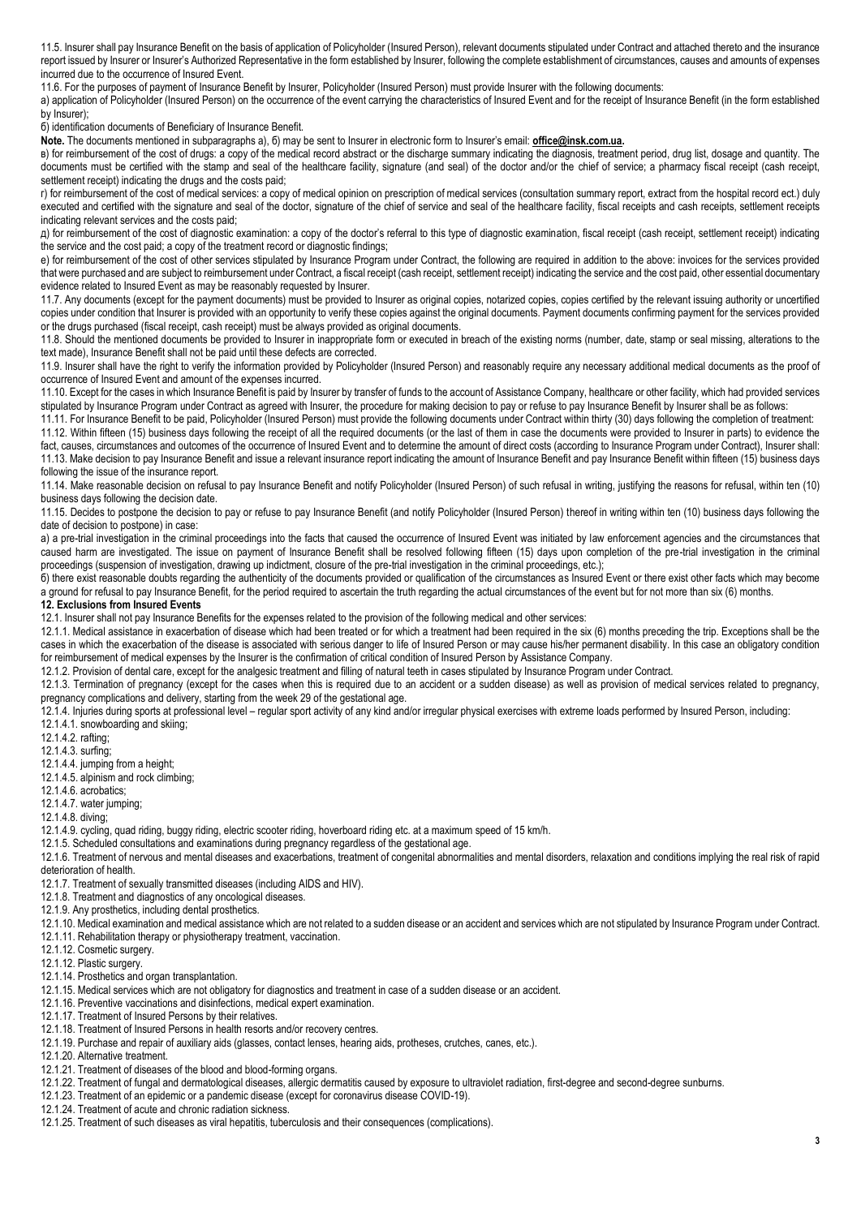11.5. Insurer shall pay Insurance Benefit on the basis of application of Policyholder (Insured Person), relevant documents stipulated under Contract and attached thereto and the insurance report issued by Insurer or Insurer's Authorized Representative in the form established by Insurer, following the complete establishment of circumstances, causes and amounts of expenses incurred due to the occurrence of Insured Event.

11.6. For the purposes of payment of Insurance Benefit by Insurer, Policyholder (Insured Person) must provide Insurer with the following documents:

а) application of Policyholder (Insured Person) on the occurrence of the event carrying the characteristics of Insured Event and for the receipt of Insurance Benefit (in the form established by Insurer);

б) identification documents of Beneficiary of Insurance Benefit.

**Note.** The documents mentioned in subparagraphs а), б) may be sent to Insurer in electronic form to Insurer's email: **office@insk.com.ua.**

в) for reimbursement of the cost of drugs: a copy of the medical record abstract or the discharge summary indicating the diagnosis, treatment period, drug list, dosage and quantity. The documents must be certified with the stamp and seal of the healthcare facility, signature (and seal) of the doctor and/or the chief of service; a pharmacy fiscal receipt (cash receipt, settlement receipt) indicating the drugs and the costs paid;

г) for reimbursement of the cost of medical services: a copy of medical opinion on prescription of medical services (consultation summary report, extract from the hospital record ect.) duly executed and certified with the signature and seal of the doctor, signature of the chief of service and seal of the healthcare facility, fiscal receipts and cash receipts, settlement receipts indicating relevant services and the costs paid;

д) for reimbursement of the cost of diagnostic examination: a copy of the doctor's referral to this type of diagnostic examination, fiscal receipt (cash receipt, settlement receipt) indicating the service and the cost paid; a copy of the treatment record or diagnostic findings;

е) for reimbursement of the cost of other services stipulated by Insurance Program under Contract, the following are required in addition to the above: invoices for the services provided that were purchased and are subject to reimbursement under Contract, a fiscal receipt (cash receipt, settlement receipt) indicating the service and the cost paid, other essential documentary evidence related to Insured Event as may be reasonably requested by Insurer.

11.7. Any documents (except for the payment documents) must be provided to Insurer as original copies, notarized copies, copies certified by the relevant issuing authority or uncertified copies under condition that Insurer is provided with an opportunity to verify these copies against the original documents. Payment documents confirming payment for the services provided or the drugs purchased (fiscal receipt, cash receipt) must be always provided as original documents.

11.8. Should the mentioned documents be provided to Insurer in inappropriate form or executed in breach of the existing norms (number, date, stamp or seal missing, alterations to the text made), Insurance Benefit shall not be paid until these defects are corrected.

11.9. Insurer shall have the right to verify the information provided by Policyholder (Insured Person) and reasonably require any necessary additional medical documents as the proof of occurrence of Insured Event and amount of the expenses incurred.

11.10. Except for the cases in which Insurance Benefit is paid by Insurer by transfer of funds to the account of Assistance Company, healthcare or other facility, which had provided services stipulated by Insurance Program under Contract as agreed with Insurer, the procedure for making decision to pay or refuse to pay Insurance Benefit by Insurer shall be as follows:

11.11. For Insurance Benefit to be paid, Policyholder (Insured Person) must provide the following documents under Contract within thirty (30) days following the completion of treatment:

11.12. Within fifteen (15) business days following the receipt of all the required documents (or the last of them in case the documents were provided to Insurer in parts) to evidence the fact, causes, circumstances and outcomes of the occurrence of Insured Event and to determine the amount of direct costs (according to Insurance Program under Contract), Insurer shall:

11.13. Make decision to pay Insurance Benefit and issue a relevant insurance report indicating the amount of Insurance Benefit and pay Insurance Benefit within fifteen (15) business days following the issue of the insurance report.

11.14. Make reasonable decision on refusal to pay Insurance Benefit and notify Policyholder (Insured Person) of such refusal in writing, justifying the reasons for refusal, within ten (10) business days following the decision date.

11.15. Decides to postpone the decision to pay or refuse to pay Insurance Benefit (and notify Policyholder (Insured Person) thereof in writing within ten (10) business days following the date of decision to postpone) in case:

а) a pre-trial investigation in the criminal proceedings into the facts that caused the occurrence of Insured Event was initiated by law enforcement agencies and the circumstances that caused harm are investigated. The issue on payment of Insurance Benefit shall be resolved following fifteen (15) days upon completion of the pre-trial investigation in the criminal proceedings (suspension of investigation, drawing up indictment, closure of the pre-trial investigation in the criminal proceedings, etc.);

б) there exist reasonable doubts regarding the authenticity of the documents provided or qualification of the circumstances as Insured Event or there exist other facts which may become a ground for refusal to pay Insurance Benefit, for the period required to ascertain the truth regarding the actual circumstances of the event but for not more than six (6) months.

## 12. Exclusions from Insured Events

12.1. Insurer shall not pay Insurance Benefits for the expenses related to the provision of the following medical and other services:

12.1.1. Medical assistance in exacerbation of disease which had been treated or for which a treatment had been required in the six (6) months preceding the trip. Exceptions shall be the cases in which the exacerbation of the disease is associated with serious danger to life of Insured Person or may cause his/her permanent disability. In this case an obligatory condition for reimbursement of medical expenses by the Insurer is the confirmation of critical condition of Insured Person by Assistance Company.

12.1.2. Provision of dental care, except for the analgesic treatment and filling of natural teeth in cases stipulated by Insurance Program under Contract.

12.1.3. Termination of pregnancy (except for the cases when this is required due to an accident or a sudden disease) as well as provision of medical services related to pregnancy, pregnancy complications and delivery, starting from the week 29 of the gestational age.

12.1.4. Injuries during sports at professional level – regular sport activity of any kind and/or irregular physical exercises with extreme loads performed by Insured Person, including:

12.1.4.1. snowboarding and skiing;

12.1.4.2. rafting;

12.1.4.3. surfing;

12.1.4.4. jumping from a height;

12.1.4.5. alpinism and rock climbing;

12.1.4.6. acrobatics;

12.1.4.7. water jumping;

12.1.4.8. diving;

12.1.4.9. cycling, quad riding, buggy riding, electric scooter riding, hoverboard riding etc. at a maximum speed of 15 km/h.

12.1.5. Scheduled consultations and examinations during pregnancy regardless of the gestational age.

12.1.6. Treatment of nervous and mental diseases and exacerbations, treatment of congenital abnormalities and mental disorders, relaxation and conditions implying the real risk of rapid deterioration of health.

12.1.7. Treatment of sexually transmitted diseases (including AIDS and HIV).

12.1.8. Treatment and diagnostics of any oncological diseases.

12.1.9. Any prosthetics, including dental prosthetics.

12.1.10. Medical examination and medical assistance which are not related to a sudden disease or an accident and services which are not stipulated by Insurance Program under Contract.

12.1.11. Rehabilitation therapy or physiotherapy treatment, vaccination.

12.1.12. Cosmetic surgery.

12.1.12. Plastic surgery.

12.1.14. Prosthetics and organ transplantation.

12.1.15. Medical services which are not obligatory for diagnostics and treatment in case of a sudden disease or an accident.

12.1.16. Preventive vaccinations and disinfections, medical expert examination.

12.1.17. Treatment of Insured Persons by their relatives.

12.1.18. Treatment of Insured Persons in health resorts and/or recovery centres.

12.1.19. Purchase and repair of auxiliary aids (glasses, contact lenses, hearing aids, protheses, crutches, canes, etc.).

12.1.20. Alternative treatment.

12.1.21. Treatment of diseases of the blood and blood-forming organs.

12.1.22. Treatment of fungal and dermatological diseases, allergic dermatitis caused by exposure to ultraviolet radiation, first-degree and second-degree sunburns.

12.1.23. Treatment of an epidemic or a pandemic disease (except for coronavirus disease COVID-19).

12.1.24. Treatment of acute and chronic radiation sickness.

12.1.25. Treatment of such diseases as viral hepatitis, tuberculosis and their consequences (complications).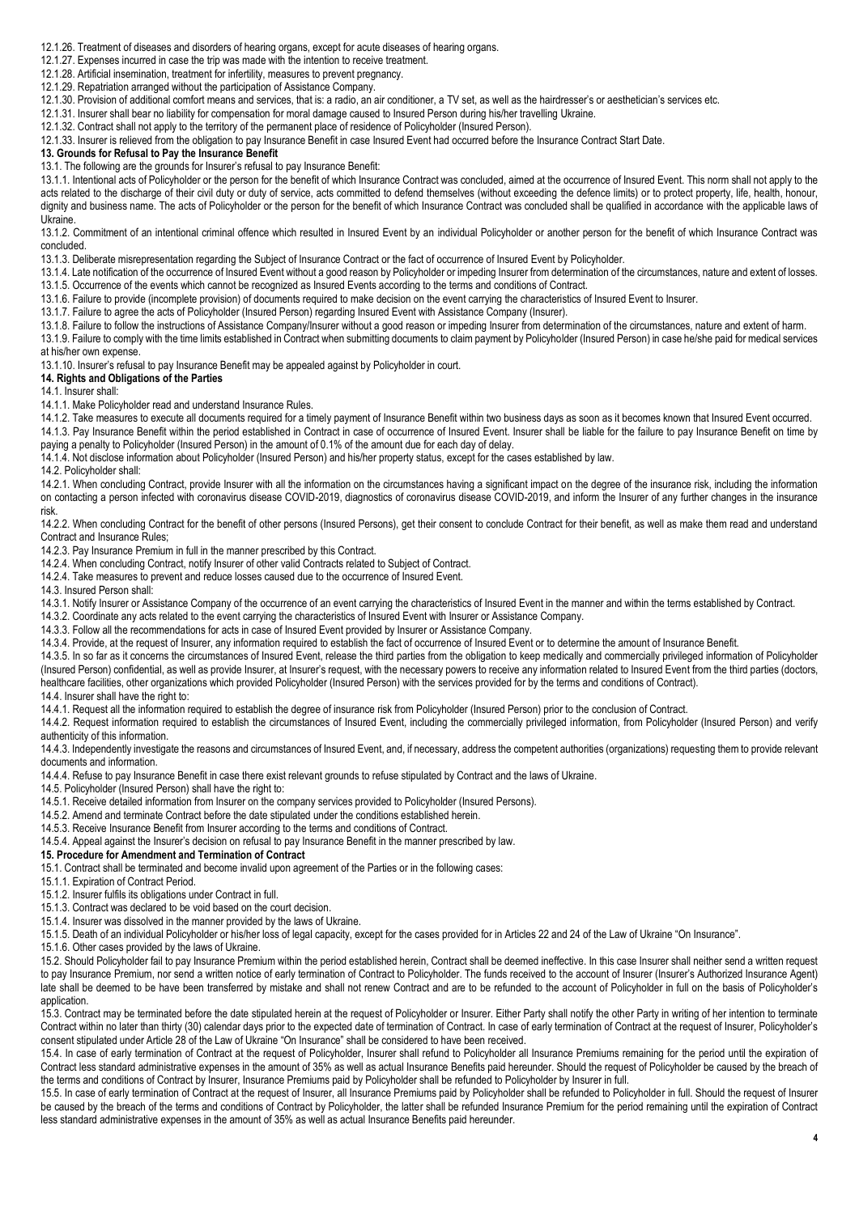12.1.26. Treatment of diseases and disorders of hearing organs, except for acute diseases of hearing organs.

12.1.27. Expenses incurred in case the trip was made with the intention to receive treatment.

12.1.28. Artificial insemination, treatment for infertility, measures to prevent pregnancy.

12.1.29. Repatriation arranged without the participation of Assistance Company.

12.1.30. Provision of additional comfort means and services, that is: a radio, an air conditioner, a TV set, as well as the hairdresser's or aesthetician's services etc.

12.1.31. Insurer shall bear no liability for compensation for moral damage caused to Insured Person during his/her travelling Ukraine.

12.1.32. Contract shall not apply to the territory of the permanent place of residence of Policyholder (Insured Person).

12.1.33. Insurer is relieved from the obligation to pay Insurance Benefit in case Insured Event had occurred before the Insurance Contract Start Date.

**13. Grounds for Refusal to Pay the Insurance Benefit**

13.1. The following are the grounds for Insurer's refusal to pay Insurance Benefit:

13.1.1. Intentional acts of Policyholder or the person for the benefit of which Insurance Contract was concluded, aimed at the occurrence of Insured Event. This norm shall not apply to the acts related to the discharge of their civil duty or duty of service, acts committed to defend themselves (without exceeding the defence limits) or to protect property, life, health, honour, dignity and business name. The acts of Policyholder or the person for the benefit of which Insurance Contract was concluded shall be qualified in accordance with the applicable laws of Ukraine.

13.1.2. Commitment of an intentional criminal offence which resulted in Insured Event by an individual Policyholder or another person for the benefit of which Insurance Contract was concluded.

13.1.3. Deliberate misrepresentation regarding the Subject of Insurance Contract or the fact of occurrence of Insured Event by Policyholder.

13.1.4. Late notification of the occurrence of Insured Event without a good reason by Policyholder or impeding Insurer from determination of the circumstances, nature and extent of losses.

13.1.5. Occurrence of the events which cannot be recognized as Insured Events according to the terms and conditions of Contract.

13.1.6. Failure to provide (incomplete provision) of documents required to make decision on the event carrying the characteristics of Insured Event to Insurer.

13.1.7. Failure to agree the acts of Policyholder (Insured Person) regarding Insured Event with Assistance Company (Insurer).

13.1.8. Failure to follow the instructions of Assistance Company/Insurer without a good reason or impeding Insurer from determination of the circumstances, nature and extent of harm.

13.1.9. Failure to comply with the time limits established in Contract when submitting documents to claim payment by Policyholder (Insured Person) in case he/she paid for medical services at his/her own expense.

13.1.10. Insurer's refusal to pay Insurance Benefit may be appealed against by Policyholder in court.

**14. Rights and Obligations of the Parties**

14.1. Insurer shall:

14.1.1. Make Policyholder read and understand Insurance Rules.

14.1.2. Take measures to execute all documents required for a timely payment of Insurance Benefit within two business days as soon as it becomes known that Insured Event occurred.

14.1.3. Pay Insurance Benefit within the period established in Contract in case of occurrence of Insured Event. Insurer shall be liable for the failure to pay Insurance Benefit on time by paying a penalty to Policyholder (Insured Person) in the amount of 0.1% of the amount due for each day of delay.

14.1.4. Not disclose information about Policyholder (Insured Person) and his/her property status, except for the cases established by law.

14.2. Policyholder shall:

14.2.1. When concluding Contract, provide Insurer with all the information on the circumstances having a significant impact on the degree of the insurance risk, including the information on contacting a person infected with coronavirus disease COVID-2019, diagnostics of coronavirus disease COVID-2019, and inform the Insurer of any further changes in the insurance risk.

14.2.2. When concluding Contract for the benefit of other persons (Insured Persons), get their consent to conclude Contract for their benefit, as well as make them read and understand Contract and Insurance Rules;

14.2.3. Pay Insurance Premium in full in the manner prescribed by this Contract.

14.2.4. When concluding Contract, notify Insurer of other valid Contracts related to Subject of Contract.

14.2.4. Take measures to prevent and reduce losses caused due to the occurrence of Insured Event.

14.3. Insured Person shall:

14.3.1. Notify Insurer or Assistance Company of the occurrence of an event carrying the characteristics of Insured Event in the manner and within the terms established by Contract.

14.3.2. Coordinate any acts related to the event carrying the characteristics of Insured Event with Insurer or Assistance Company.

14.3.3. Follow all the recommendations for acts in case of Insured Event provided by Insurer or Assistance Company.

14.3.4. Provide, at the request of Insurer, any information required to establish the fact of occurrence of Insured Event or to determine the amount of Insurance Benefit.

14.3.5. In so far as it concerns the circumstances of Insured Event, release the third parties from the obligation to keep medically and commercially privileged information of Policyholder (Insured Person) confidential, as well as provide Insurer, at Insurer's request, with the necessary powers to receive any information related to Insured Event from the third parties (doctors, healthcare facilities, other organizations which provided Policyholder (Insured Person) with the services provided for by the terms and conditions of Contract).

14.4. Insurer shall have the right to:

14.4.1. Request all the information required to establish the degree of insurance risk from Policyholder (Insured Person) prior to the conclusion of Contract.

14.4.2. Request information required to establish the circumstances of Insured Event, including the commercially privileged information, from Policyholder (Insured Person) and verify authenticity of this information.

14.4.3. Independently investigate the reasons and circumstances of Insured Event, and, if necessary, address the competent authorities (organizations) requesting them to provide relevant documents and information.

14.4.4. Refuse to pay Insurance Benefit in case there exist relevant grounds to refuse stipulated by Contract and the laws of Ukraine.

14.5. Policyholder (Insured Person) shall have the right to:

14.5.1. Receive detailed information from Insurer on the company services provided to Policyholder (Insured Persons).

14.5.2. Amend and terminate Contract before the date stipulated under the conditions established herein.

14.5.3. Receive Insurance Benefit from Insurer according to the terms and conditions of Contract.

14.5.4. Appeal against the Insurer's decision on refusal to pay Insurance Benefit in the manner prescribed by law.

**15. Procedure for Amendment and Termination of Contract**

15.1. Contract shall be terminated and become invalid upon agreement of the Parties or in the following cases:

15.1.1. Expiration of Contract Period.

15.1.2. Insurer fulfils its obligations under Contract in full.

15.1.3. Contract was declared to be void based on the court decision.

15.1.4. Insurer was dissolved in the manner provided by the laws of Ukraine.

15.1.5. Death of an individual Policyholder or his/her loss of legal capacity, except for the cases provided for in Articles 22 and 24 of the Law of Ukraine "On Insurance".

15.1.6. Other cases provided by the laws of Ukraine.

15.2. Should Policyholder fail to pay Insurance Premium within the period established herein, Contract shall be deemed ineffective. In this case Insurer shall neither send a written request to pay Insurance Premium, nor send a written notice of early termination of Contract to Policyholder. The funds received to the account of Insurer (Insurer's Authorized Insurance Agent) late shall be deemed to be have been transferred by mistake and shall not renew Contract and are to be refunded to the account of Policyholder in full on the basis of Policyholder's application.

15.3. Contract may be terminated before the date stipulated herein at the request of Policyholder or Insurer. Either Party shall notify the other Party in writing of her intention to terminate Contract within no later than thirty (30) calendar days prior to the expected date of termination of Contract. In case of early termination of Contract at the request of Insurer, Policyholder's consent stipulated under Article 28 of the Law of Ukraine "On Insurance" shall be considered to have been received.

15.4. In case of early termination of Contract at the request of Policyholder, Insurer shall refund to Policyholder all Insurance Premiums remaining for the period until the expiration of Contract less standard administrative expenses in the amount of 35% as well as actual Insurance Benefits paid hereunder. Should the request of Policyholder be caused by the breach of the terms and conditions of Contract by Insurer, Insurance Premiums paid by Policyholder shall be refunded to Policyholder by Insurer in full.

15.5. In case of early termination of Contract at the request of Insurer, all Insurance Premiums paid by Policyholder shall be refunded to Policyholder in full. Should the request of Insurer be caused by the breach of the terms and conditions of Contract by Policyholder, the latter shall be refunded Insurance Premium for the period remaining until the expiration of Contract less standard administrative expenses in the amount of 35% as well as actual Insurance Benefits paid hereunder.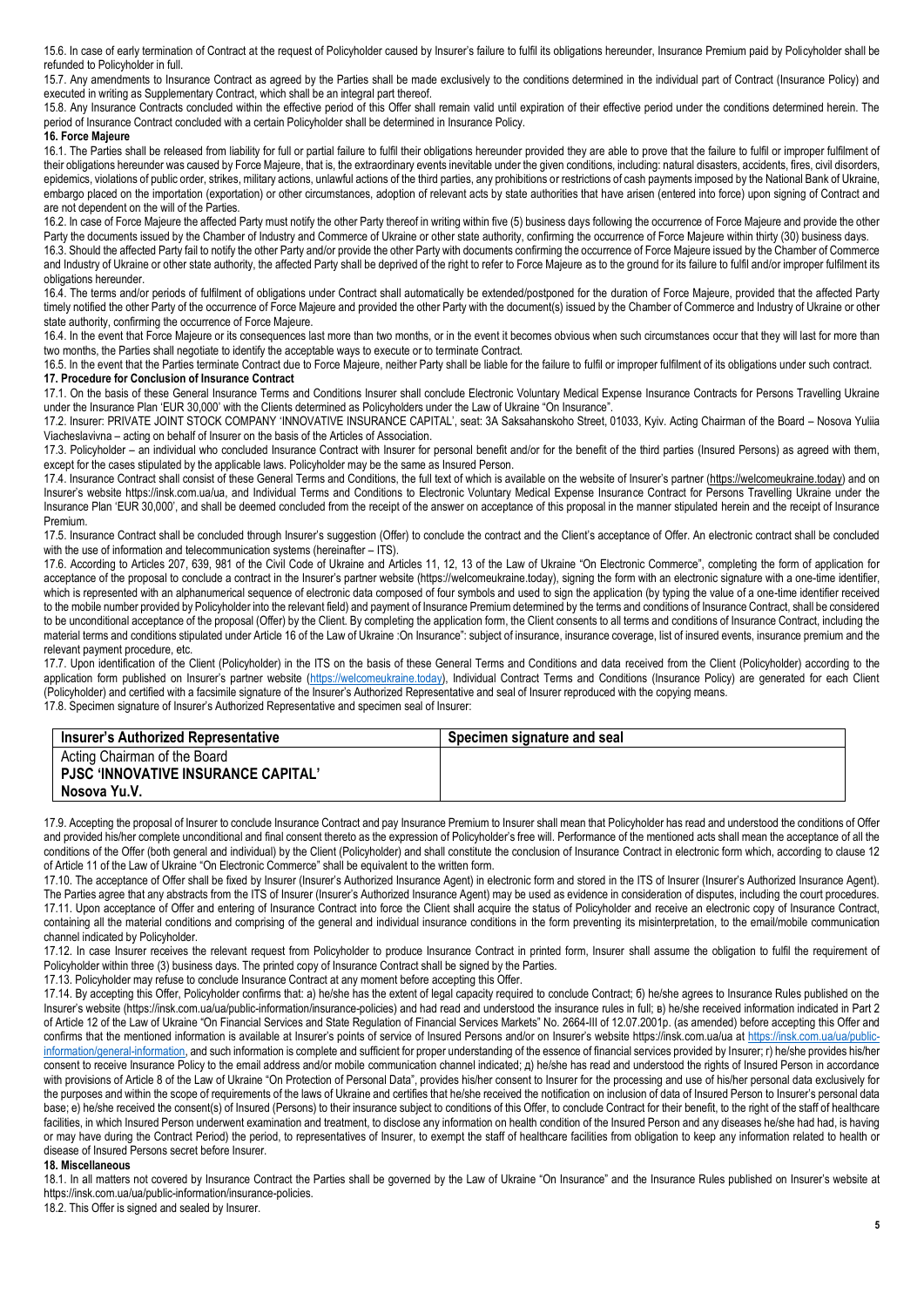15.6. In case of early termination of Contract at the request of Policyholder caused by Insurer's failure to fulfil its obligations hereunder, Insurance Premium paid by Policyholder shall be refunded to Policyholder in full.

15.7. Any amendments to Insurance Contract as agreed by the Parties shall be made exclusively to the conditions determined in the individual part of Contract (Insurance Policy) and executed in writing as Supplementary Contract, which shall be an integral part thereof.

15.8. Any Insurance Contracts concluded within the effective period of this Offer shall remain valid until expiration of their effective period under the conditions determined herein. The period of Insurance Contract concluded with a certain Policyholder shall be determined in Insurance Policy.

**16. Force Majeure**

16.1. The Parties shall be released from liability for full or partial failure to fulfil their obligations hereunder provided they are able to prove that the failure to fulfil or improper fulfilment of their obligations hereunder was caused by Force Majeure, that is, the extraordinary events inevitable under the given conditions, including: natural disasters, accidents, fires, civil disorders, epidemics, violations of public order, strikes, military actions, unlawful actions of the third parties, any prohibitions or restrictions of cash payments imposed by the National Bank of Ukraine, embargo placed on the importation (exportation) or other circumstances, adoption of relevant acts by state authorities that have arisen (entered into force) upon signing of Contract and are not dependent on the will of the Parties.

16.2. In case of Force Majeure the affected Party must notify the other Party thereof in writing within five (5) business days following the occurrence of Force Majeure and provide the other Party the documents issued by the Chamber of Industry and Commerce of Ukraine or other state authority, confirming the occurrence of Force Majeure within thirty (30) business days.

16.3. Should the affected Party fail to notify the other Party and/or provide the other Party with documents confirming the occurrence of Force Majeure issued by the Chamber of Commerce and Industry of Ukraine or other state authority, the affected Party shall be deprived of the right to refer to Force Majeure as to the ground for its failure to fulfil and/or improper fulfilment its obligations hereunder.

16.4. The terms and/or periods of fulfilment of obligations under Contract shall automatically be extended/postponed for the duration of Force Majeure, provided that the affected Party timely notified the other Party of the occurrence of Force Majeure and provided the other Party with the document(s) issued by the Chamber of Commerce and Industry of Ukraine or other state authority, confirming the occurrence of Force Majeure.

16.4. In the event that Force Majeure or its consequences last more than two months, or in the event it becomes obvious when such circumstances occur that they will last for more than two months, the Parties shall negotiate to identify the acceptable ways to execute or to terminate Contract.

16.5. In the event that the Parties terminate Contract due to Force Majeure, neither Party shall be liable for the failure to fulfil or improper fulfilment of its obligations under such contract.

**17. Procedure for Conclusion of Insurance Contract**

17.1. On the basis of these General Insurance Terms and Conditions Insurer shall conclude Electronic Voluntary Medical Expense Insurance Contracts for Persons Travelling Ukraine under the Insurance Plan 'EUR 30,000' with the Clients determined as Policyholders under the Law of Ukraine "On Insurance".

17.2. Insurer: PRIVATE JOINT STOCK COMPANY 'INNOVATIVE INSURANCE CAPITAL', seat: 3A Saksahanskoho Street, 01033, Kyiv. Acting Chairman of the Board – Nosova Yuliia Viacheslavivna – acting on behalf of Insurer on the basis of the Articles of Association.

17.3. Policyholder – an individual who concluded Insurance Contract with Insurer for personal benefit and/or for the benefit of the third parties (Insured Persons) as agreed with them, except for the cases stipulated by the applicable laws. Policyholder may be the same as Insured Person.

17.4. Insurance Contract shall consist of these General Terms and Conditions, the full text of which is available on the website of Insurer's partner (https://welcomeukraine.today) and on Insurer's website https://insk.com.ua/ua, and Individual Terms and Conditions to Electronic Voluntary Medical Expense Insurance Contract for Persons Travelling Ukraine under the Insurance Plan 'EUR 30,000', and shall be deemed concluded from the receipt of the answer on acceptance of this proposal in the manner stipulated herein and the receipt of Insurance Premium.

17.5. Insurance Contract shall be concluded through Insurer's suggestion (Offer) to conclude the contract and the Client's acceptance of Offer. An electronic contract shall be concluded with the use of information and telecommunication systems (hereinafter – ITS).

17.6. According to Articles 207, 639, 981 of the Civil Code of Ukraine and Articles 11, 12, 13 of the Law of Ukraine "On Electronic Commerce", completing the form of application for acceptance of the proposal to conclude a contract in the Insurer's partner website (https://welcomeukraine.today), signing the form with an electronic signature with a one-time identifier, which is represented with an alphanumerical sequence of electronic data composed of four symbols and used to sign the application (by typing the value of a one-time identifier received to the mobile number provided by Policyholder into the relevant field) and payment of Insurance Premium determined by the terms and conditions of Insurance Contract, shall be considered to be unconditional acceptance of the proposal (Offer) by the Client. By completing the application form, the Client consents to all terms and conditions of Insurance Contract, including the material terms and conditions stipulated under Article 16 of the Law of Ukraine :On Insurance": subject of insurance, insurance coverage, list of insured events, insurance premium and the relevant payment procedure, etc.

17.7. Upon identification of the Client (Policyholder) in the ITS on the basis of these General Terms and Conditions and data received from the Client (Policyholder) according to the application form published on Insurer's partner website (https://welcomeukraine.today), Individual Contract Terms and Conditions (Insurance Policy) are generated for each Client (Policyholder) and certified with a facsimile signature of the Insurer's Authorized Representative and seal of Insurer reproduced with the copying means.

17.8. Specimen signature of Insurer's Authorized Representative and specimen seal of Insurer:

| Insurer's Authorized Representative | Specimen signature and seal |
|---|---|
| Acting Chairman of the Board<br>**PJSC 'INNOVATIVE INSURANCE CAPITAL'**<br>**Nosova Yu.V.** | |

17.9. Accepting the proposal of Insurer to conclude Insurance Contract and pay Insurance Premium to Insurer shall mean that Policyholder has read and understood the conditions of Offer and provided his/her complete unconditional and final consent thereto as the expression of Policyholder's free will. Performance of the mentioned acts shall mean the acceptance of all the conditions of the Offer (both general and individual) by the Client (Policyholder) and shall constitute the conclusion of Insurance Contract in electronic form which, according to clause 12 of Article 11 of the Law of Ukraine "On Electronic Commerce" shall be equivalent to the written form.

17.10. The acceptance of Offer shall be fixed by Insurer (Insurer's Authorized Insurance Agent) in electronic form and stored in the ITS of Insurer (Insurer's Authorized Insurance Agent). The Parties agree that any abstracts from the ITS of Insurer (Insurer's Authorized Insurance Agent) may be used as evidence in consideration of disputes, including the court procedures.

17.11. Upon acceptance of Offer and entering of Insurance Contract into force the Client shall acquire the status of Policyholder and receive an electronic copy of Insurance Contract, containing all the material conditions and comprising of the general and individual insurance conditions in the form preventing its misinterpretation, to the email/mobile communication channel indicated by Policyholder.

17.12. In case Insurer receives the relevant request from Policyholder to produce Insurance Contract in printed form, Insurer shall assume the obligation to fulfil the requirement of Policyholder within three (3) business days. The printed copy of Insurance Contract shall be signed by the Parties.

17.13. Policyholder may refuse to conclude Insurance Contract at any moment before accepting this Offer.

17.14. By accepting this Offer, Policyholder confirms that: а) he/she has the extent of legal capacity required to conclude Contract; б) he/she agrees to Insurance Rules published on the Insurer's website (https://insk.com.ua/ua/public-information/insurance-policies) and had read and understood the insurance rules in full; в) he/she received information indicated in Part 2 of Article 12 of the Law of Ukraine "On Financial Services and State Regulation of Financial Services Markets" No. 2664-III of 12.07.2001р. (as amended) before accepting this Offer and confirms that the mentioned information is available at Insurer's points of service of Insured Persons and/or on Insurer's website https://insk.com.ua/ua at https://insk.com.ua/ua/public-information/general-information, and such information is complete and sufficient for proper understanding of the essence of financial services provided by Insurer; г) he/she provides his/her consent to receive Insurance Policy to the email address and/or mobile communication channel indicated; д) he/she has read and understood the rights of Insured Person in accordance with provisions of Article 8 of the Law of Ukraine "On Protection of Personal Data", provides his/her consent to Insurer for the processing and use of his/her personal data exclusively for the purposes and within the scope of requirements of the laws of Ukraine and certifies that he/she received the notification on inclusion of data of Insured Person to Insurer's personal data base; е) he/she received the consent(s) of Insured (Persons) to their insurance subject to conditions of this Offer, to conclude Contract for their benefit, to the right of the staff of healthcare facilities, in which Insured Person underwent examination and treatment, to disclose any information on health condition of the Insured Person and any diseases he/she had had, is having or may have during the Contract Period) the period, to representatives of Insurer, to exempt the staff of healthcare facilities from obligation to keep any information related to health or disease of Insured Persons secret before Insurer.

**18. Miscellaneous**

18.1. In all matters not covered by Insurance Contract the Parties shall be governed by the Law of Ukraine "On Insurance" and the Insurance Rules published on Insurer's website at https://insk.com.ua/ua/public-information/insurance-policies.

18.2. This Offer is signed and sealed by Insurer.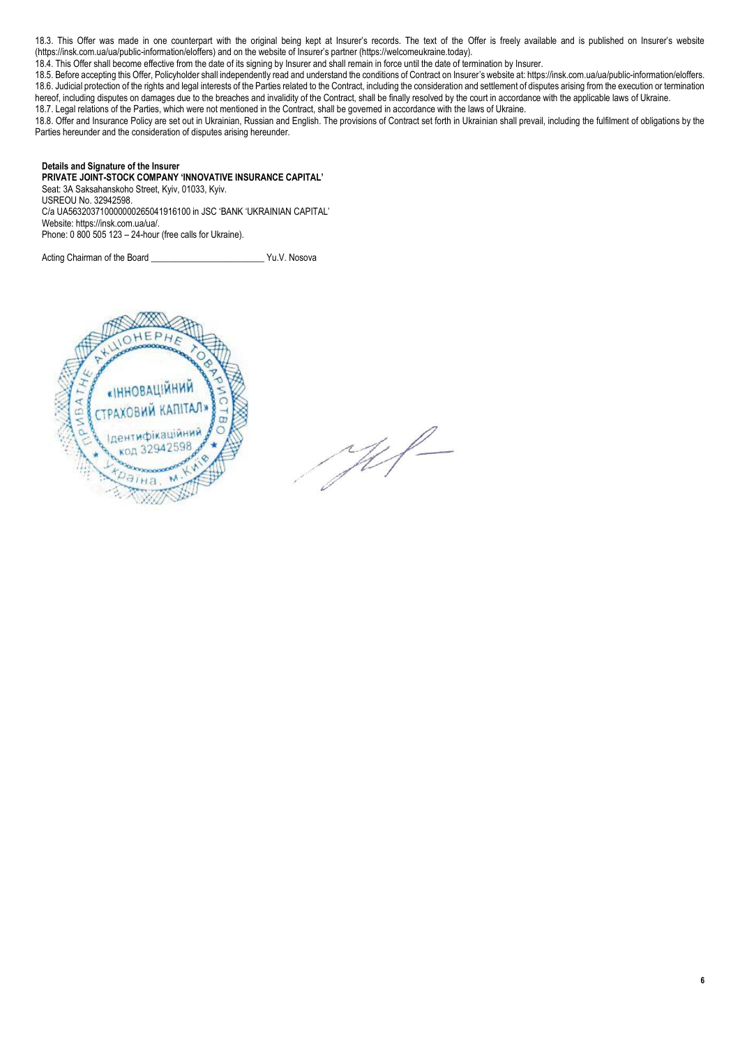18.3. This Offer was made in one counterpart with the original being kept at Insurer's records. The text of the Offer is freely available and is published on Insurer's website (https://insk.com.ua/ua/public-information/eloffers) and on the website of Insurer's partner (https://welcomeukraine.today).

18.4. This Offer shall become effective from the date of its signing by Insurer and shall remain in force until the date of termination by Insurer.

18.5. Before accepting this Offer, Policyholder shall independently read and understand the conditions of Contract on Insurer's website at: https://insk.com.ua/ua/public-information/eloffers.

18.6. Judicial protection of the rights and legal interests of the Parties related to the Contract, including the consideration and settlement of disputes arising from the execution or termination hereof, including disputes on damages due to the breaches and invalidity of the Contract, shall be finally resolved by the court in accordance with the applicable laws of Ukraine.

18.7. Legal relations of the Parties, which were not mentioned in the Contract, shall be governed in accordance with the laws of Ukraine.

18.8. Offer and Insurance Policy are set out in Ukrainian, Russian and English. The provisions of Contract set forth in Ukrainian shall prevail, including the fulfilment of obligations by the Parties hereunder and the consideration of disputes arising hereunder.

**Details and Signature of the Insurer**

**PRIVATE JOINT-STOCK COMPANY 'INNOVATIVE INSURANCE CAPITAL'**

Seat: 3A Saksahanskoho Street, Kyiv, 01033, Kyiv.

USREOU No. 32942598.

C/a UA563203710000000265041916100 in JSC 'BANK 'UKRAINIAN CAPITAL'

Website: https://insk.com.ua/ua/.

Phone: 0 800 505 123 – 24-hour (free calls for Ukraine).

Acting Chairman of the Board ________________________ Yu.V. Nosova

ПРИВАТНЕ АКЦІОНЕРНЕ ТОВАРИСТВО «ІННОВАЦІЙНИЙ СТРАХОВИЙ КАПІТАЛ» Ідентифікаційний код 32942598 Україна, м. Київ